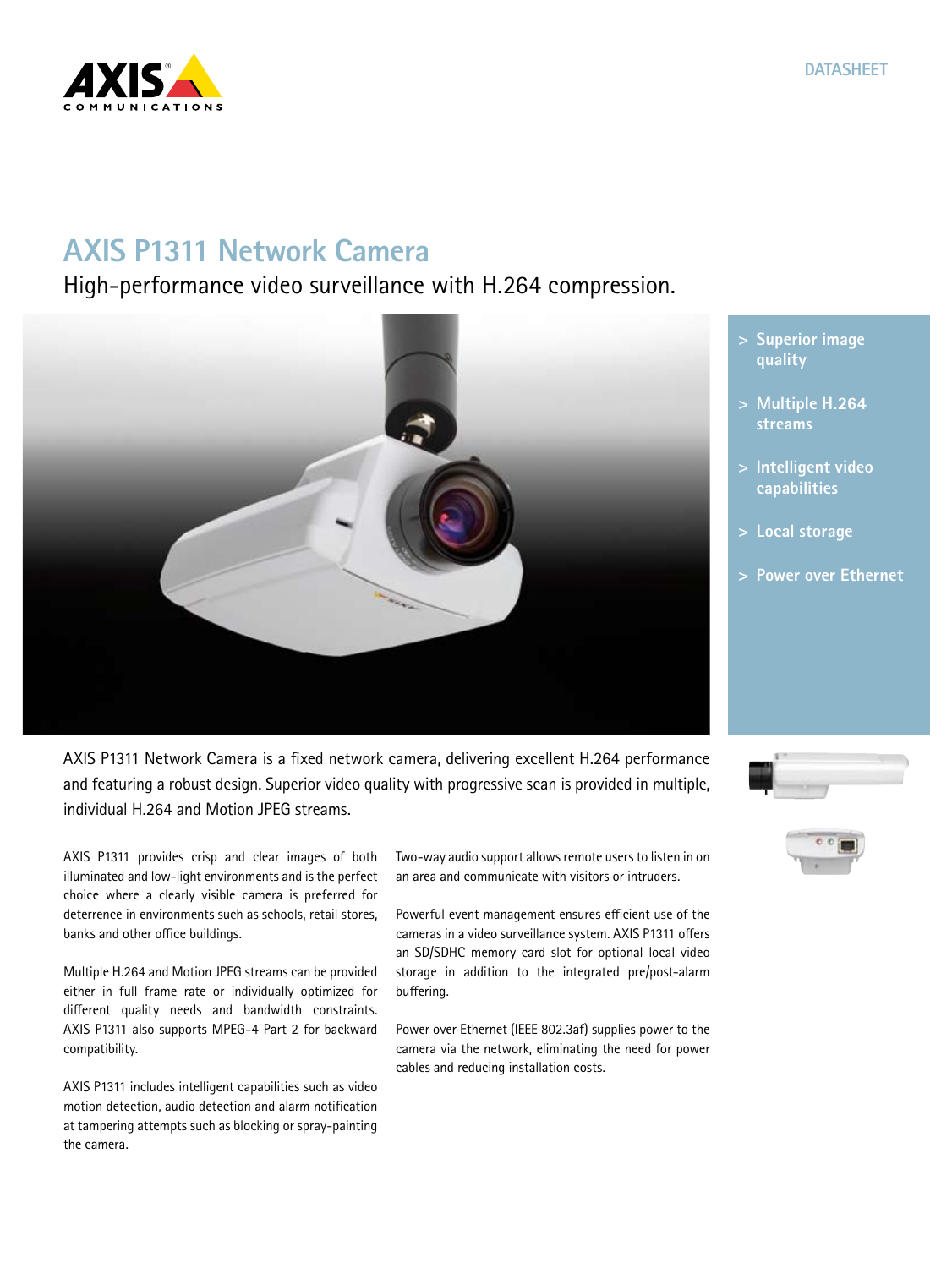DATASHEET

# AXIS P1311 Network Camera

## High-performance video surveillance with H.264 compression.

- > Superior image quality
- > Multiple H.264 streams
- > Intelligent video capabilities
- > Local storage
- > Power over Ethernet

AXIS P1311 Network Camera is a fixed network camera, delivering excellent H.264 performance and featuring a robust design. Superior video quality with progressive scan is provided in multiple, individual H.264 and Motion JPEG streams.

AXIS P1311 provides crisp and clear images of both illuminated and low-light environments and is the perfect choice where a clearly visible camera is preferred for deterrence in environments such as schools, retail stores, banks and other office buildings.

Multiple H.264 and Motion JPEG streams can be provided either in full frame rate or individually optimized for different quality needs and bandwidth constraints. AXIS P1311 also supports MPEG-4 Part 2 for backward compatibility.

AXIS P1311 includes intelligent capabilities such as video motion detection, audio detection and alarm notification at tampering attempts such as blocking or spray-painting the camera.

Two-way audio support allows remote users to listen in on an area and communicate with visitors or intruders.

Powerful event management ensures efficient use of the cameras in a video surveillance system. AXIS P1311 offers an SD/SDHC memory card slot for optional local video storage in addition to the integrated pre/post-alarm buffering.

Power over Ethernet (IEEE 802.3af) supplies power to the camera via the network, eliminating the need for power cables and reducing installation costs.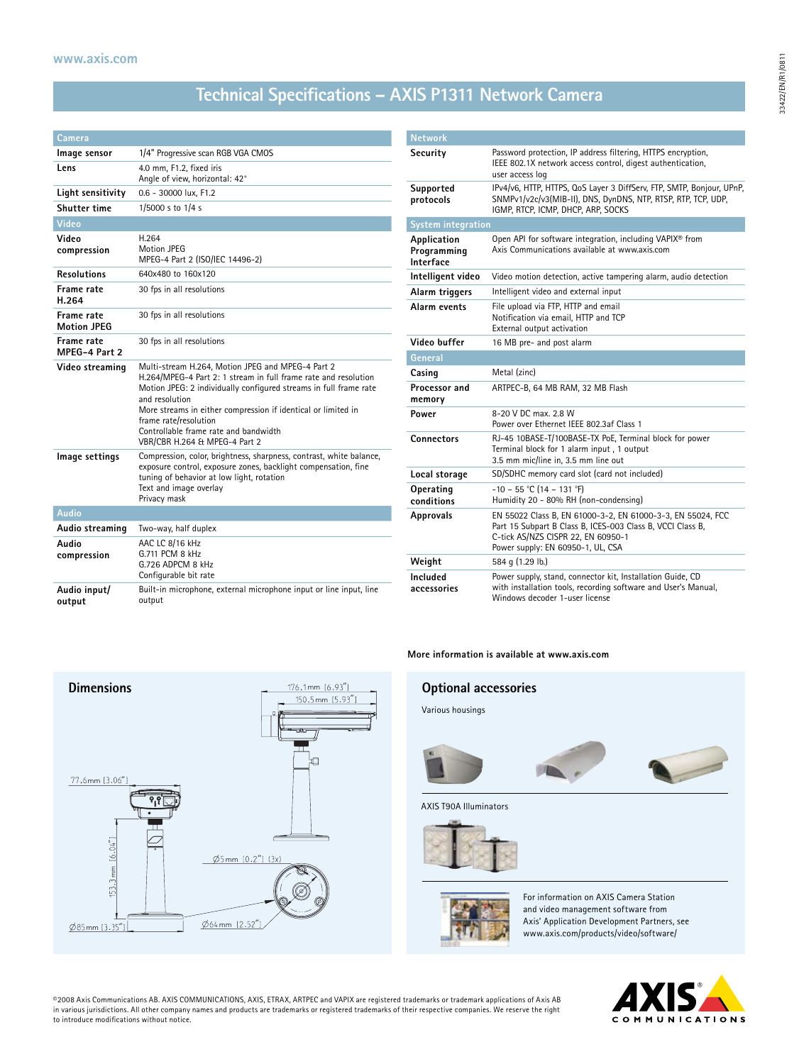www.axis.com

# Technical Specifications – AXIS P1311 Network Camera

| | |
|---|---|
| **Camera** | |
| **Image sensor** | 1/4" Progressive scan RGB VGA CMOS |
| **Lens** | 4.0 mm, F1.2, fixed iris<br>Angle of view, horizontal: 42° |
| **Light sensitivity** | 0.6 - 30000 lux, F1.2 |
| **Shutter time** | 1/5000 s to 1/4 s |
| **Video** | |
| **Video compression** | H.264<br>Motion JPEG<br>MPEG-4 Part 2 (ISO/IEC 14496-2) |
| **Resolutions** | 640x480 to 160x120 |
| **Frame rate H.264** | 30 fps in all resolutions |
| **Frame rate Motion JPEG** | 30 fps in all resolutions |
| **Frame rate MPEG-4 Part 2** | 30 fps in all resolutions |
| **Video streaming** | Multi-stream H.264, Motion JPEG and MPEG-4 Part 2<br>H.264/MPEG-4 Part 2: 1 stream in full frame rate and resolution<br>Motion JPEG: 2 individually configured streams in full frame rate and resolution<br>More streams in either compression if identical or limited in frame rate/resolution<br>Controllable frame rate and bandwidth<br>VBR/CBR H.264 & MPEG-4 Part 2 |
| **Image settings** | Compression, color, brightness, sharpness, contrast, white balance, exposure control, exposure zones, backlight compensation, fine tuning of behavior at low light, rotation<br>Text and image overlay<br>Privacy mask |
| **Audio** | |
| **Audio streaming** | Two-way, half duplex |
| **Audio compression** | AAC LC 8/16 kHz<br>G.711 PCM 8 kHz<br>G.726 ADPCM 8 kHz<br>Configurable bit rate |
| **Audio input/output** | Built-in microphone, external microphone input or line input, line output |
| **Network** | |
| **Security** | Password protection, IP address filtering, HTTPS encryption, IEEE 802.1X network access control, digest authentication, user access log |
| **Supported protocols** | IPv4/v6, HTTP, HTTPS, QoS Layer 3 DiffServ, FTP, SMTP, Bonjour, UPnP, SNMPv1/v2c/v3(MIB-II), DNS, DynDNS, NTP, RTSP, RTP, TCP, UDP, IGMP, RTCP, ICMP, DHCP, ARP, SOCKS |
| **System integration** | |
| **Application Programming Interface** | Open API for software integration, including VAPIX® from Axis Communications available at www.axis.com |
| **Intelligent video** | Video motion detection, active tampering alarm, audio detection |
| **Alarm triggers** | Intelligent video and external input |
| **Alarm events** | File upload via FTP, HTTP and email<br>Notification via email, HTTP and TCP<br>External output activation |
| **Video buffer** | 16 MB pre- and post alarm |
| **General** | |
| **Casing** | Metal (zinc) |
| **Processor and memory** | ARTPEC-B, 64 MB RAM, 32 MB Flash |
| **Power** | 8-20 V DC max. 2.8 W<br>Power over Ethernet IEEE 802.3af Class 1 |
| **Connectors** | RJ-45 10BASE-T/100BASE-TX PoE, Terminal block for power<br>Terminal block for 1 alarm input , 1 output<br>3.5 mm mic/line in, 3.5 mm line out |
| **Local storage** | SD/SDHC memory card slot (card not included) |
| **Operating conditions** | -10 – 55 °C (14 – 131 °F)<br>Humidity 20 - 80% RH (non-condensing) |
| **Approvals** | EN 55022 Class B, EN 61000-3-2, EN 61000-3-3, EN 55024, FCC Part 15 Subpart B Class B, ICES-003 Class B, VCCI Class B, C-tick AS/NZS CISPR 22, EN 60950-1<br>Power supply: EN 60950-1, UL, CSA |
| **Weight** | 584 g (1.29 lb.) |
| **Included accessories** | Power supply, stand, connector kit, Installation Guide, CD with installation tools, recording software and User's Manual, Windows decoder 1-user license |

More information is available at www.axis.com

## Dimensions

176.1mm [6.93"]
150.5mm [5.93"]
77.6mm [3.06"]
153.3 mm [6.04"]
Ø5mm [0.2"] (3x)
Ø85mm [3.35"]
Ø64mm [2.52"]

## Optional accessories

Various housings

AXIS T90A Illuminators

For information on AXIS Camera Station and video management software from Axis' Application Development Partners, see www.axis.com/products/video/software/

©2008 Axis Communications AB. AXIS COMMUNICATIONS, AXIS, ETRAX, ARTPEC and VAPIX are registered trademarks or trademark applications of Axis AB in various jurisdictions. All other company names and products are trademarks or registered trademarks of their respective companies. We reserve the right to introduce modifications without notice.

33422/EN/R1/0811